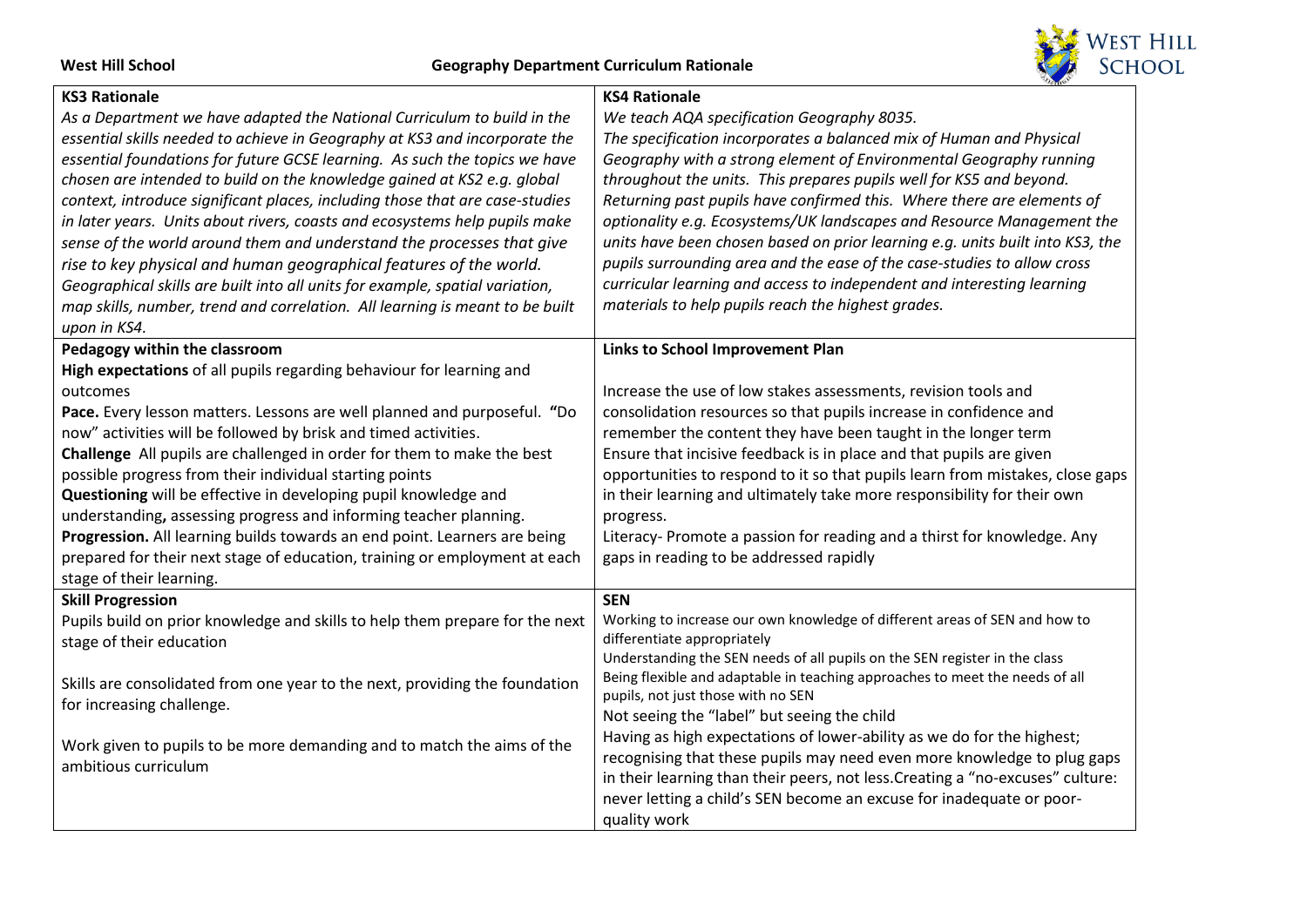**West Hill School** **Geography Department Curriculum Rationale**

### KS3 Rationale

*As a Department we have adapted the National Curriculum to build in the essential skills needed to achieve in Geography at KS3 and incorporate the essential foundations for future GCSE learning. As such the topics we have chosen are intended to build on the knowledge gained at KS2 e.g. global context, introduce significant places, including those that are case-studies in later years. Units about rivers, coasts and ecosystems help pupils make sense of the world around them and understand the processes that give rise to key physical and human geographical features of the world. Geographical skills are built into all units for example, spatial variation, map skills, number, trend and correlation. All learning is meant to be built upon in KS4.*

### KS4 Rationale

*We teach AQA specification Geography 8035.*
*The specification incorporates a balanced mix of Human and Physical Geography with a strong element of Environmental Geography running throughout the units. This prepares pupils well for KS5 and beyond. Returning past pupils have confirmed this. Where there are elements of optionality e.g. Ecosystems/UK landscapes and Resource Management the units have been chosen based on prior learning e.g. units built into KS3, the pupils surrounding area and the ease of the case-studies to allow cross curricular learning and access to independent and interesting learning materials to help pupils reach the highest grades.*

### Pedagogy within the classroom

**High expectations** of all pupils regarding behaviour for learning and outcomes
**Pace.** Every lesson matters. Lessons are well planned and purposeful. **"**Do now" activities will be followed by brisk and timed activities.
**Challenge** All pupils are challenged in order for them to make the best possible progress from their individual starting points
**Questioning** will be effective in developing pupil knowledge and understanding**,** assessing progress and informing teacher planning.
**Progression.** All learning builds towards an end point. Learners are being prepared for their next stage of education, training or employment at each stage of their learning.

### Links to School Improvement Plan

Increase the use of low stakes assessments, revision tools and consolidation resources so that pupils increase in confidence and remember the content they have been taught in the longer term
Ensure that incisive feedback is in place and that pupils are given opportunities to respond to it so that pupils learn from mistakes, close gaps in their learning and ultimately take more responsibility for their own progress.
Literacy- Promote a passion for reading and a thirst for knowledge. Any gaps in reading to be addressed rapidly

### Skill Progression

Pupils build on prior knowledge and skills to help them prepare for the next stage of their education

Skills are consolidated from one year to the next, providing the foundation for increasing challenge.

Work given to pupils to be more demanding and to match the aims of the ambitious curriculum

### SEN

Working to increase our own knowledge of different areas of SEN and how to differentiate appropriately
Understanding the SEN needs of all pupils on the SEN register in the class
Being flexible and adaptable in teaching approaches to meet the needs of all pupils, not just those with no SEN
Not seeing the "label" but seeing the child
Having as high expectations of lower-ability as we do for the highest; recognising that these pupils may need even more knowledge to plug gaps in their learning than their peers, not less.Creating a "no-excuses" culture: never letting a child's SEN become an excuse for inadequate or poor-quality work